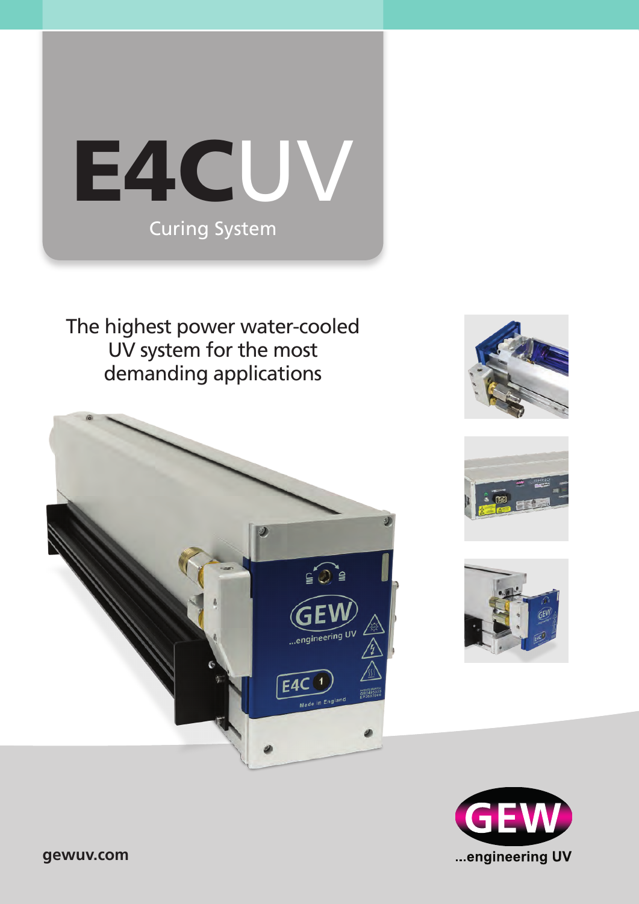# E4CUV

Curing System

The highest power water-cooled UV system for the most demanding applications

gewuv.com

GEW ...engineering UV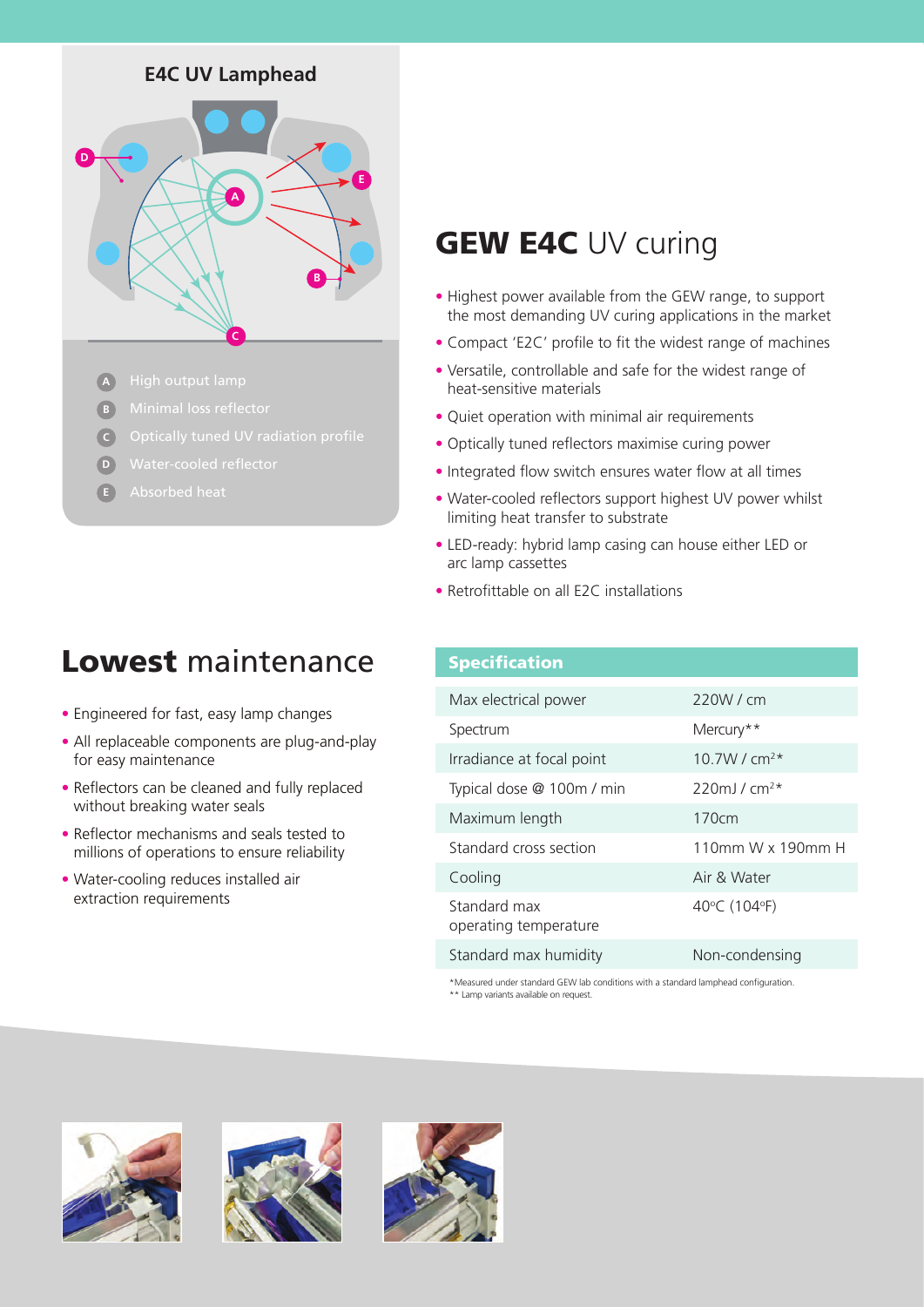## E4C UV Lamphead

- A High output lamp
- B Minimal loss reflector
- C Optically tuned UV radiation profile
- D Water-cooled reflector
- E Absorbed heat

# **GEW E4C** UV curing

- Highest power available from the GEW range, to support the most demanding UV curing applications in the market
- Compact 'E2C' profile to fit the widest range of machines
- Versatile, controllable and safe for the widest range of heat-sensitive materials
- Quiet operation with minimal air requirements
- Optically tuned reflectors maximise curing power
- Integrated flow switch ensures water flow at all times
- Water-cooled reflectors support highest UV power whilst limiting heat transfer to substrate
- LED-ready: hybrid lamp casing can house either LED or arc lamp cassettes
- Retrofittable on all E2C installations

# **Lowest** maintenance

- Engineered for fast, easy lamp changes
- All replaceable components are plug-and-play for easy maintenance
- Reflectors can be cleaned and fully replaced without breaking water seals
- Reflector mechanisms and seals tested to millions of operations to ensure reliability
- Water-cooling reduces installed air extraction requirements

## Specification

| Specification | |
|---|---|
| Max electrical power | 220W / cm |
| Spectrum | Mercury** |
| Irradiance at focal point | 10.7W / $cm^2$* |
| Typical dose @ 100m / min | 220mJ / $cm^2$* |
| Maximum length | 170cm |
| Standard cross section | 110mm W x 190mm H |
| Cooling | Air & Water |
| Standard max operating temperature | 40°C (104°F) |
| Standard max humidity | Non-condensing |

*Measured under standard GEW lab conditions with a standard lamphead configuration.
** Lamp variants available on request.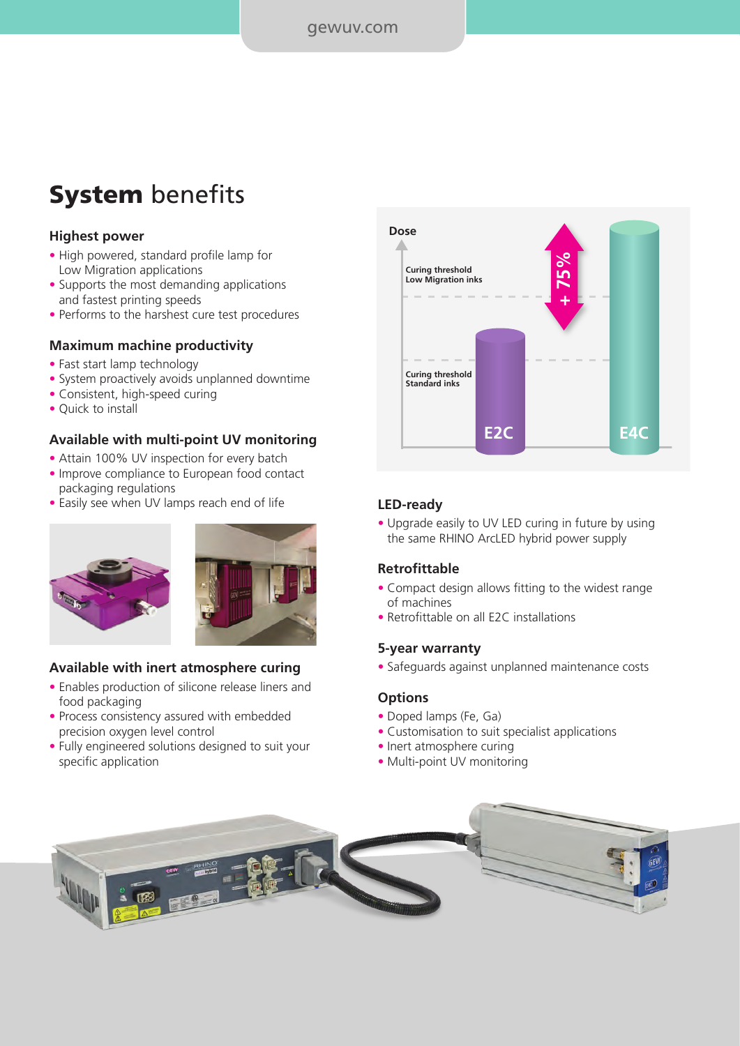# **System** benefits

### Highest power

- High powered, standard profile lamp for Low Migration applications
- Supports the most demanding applications and fastest printing speeds
- Performs to the harshest cure test procedures

### Maximum machine productivity

- Fast start lamp technology
- System proactively avoids unplanned downtime
- Consistent, high-speed curing
- Quick to install

### Available with multi-point UV monitoring

- Attain 100% UV inspection for every batch
- Improve compliance to European food contact packaging regulations
- Easily see when UV lamps reach end of life

### Available with inert atmosphere curing

- Enables production of silicone release liners and food packaging
- Process consistency assured with embedded precision oxygen level control
- Fully engineered solutions designed to suit your specific application

Dose

Curing threshold Low Migration inks

Curing threshold Standard inks

+ 75%

E2C

E4C

### LED-ready

- Upgrade easily to UV LED curing in future by using the same RHINO ArcLED hybrid power supply

### Retrofittable

- Compact design allows fitting to the widest range of machines
- Retrofittable on all E2C installations

### 5-year warranty

- Safeguards against unplanned maintenance costs

### Options

- Doped lamps (Fe, Ga)
- Customisation to suit specialist applications
- Inert atmosphere curing
- Multi-point UV monitoring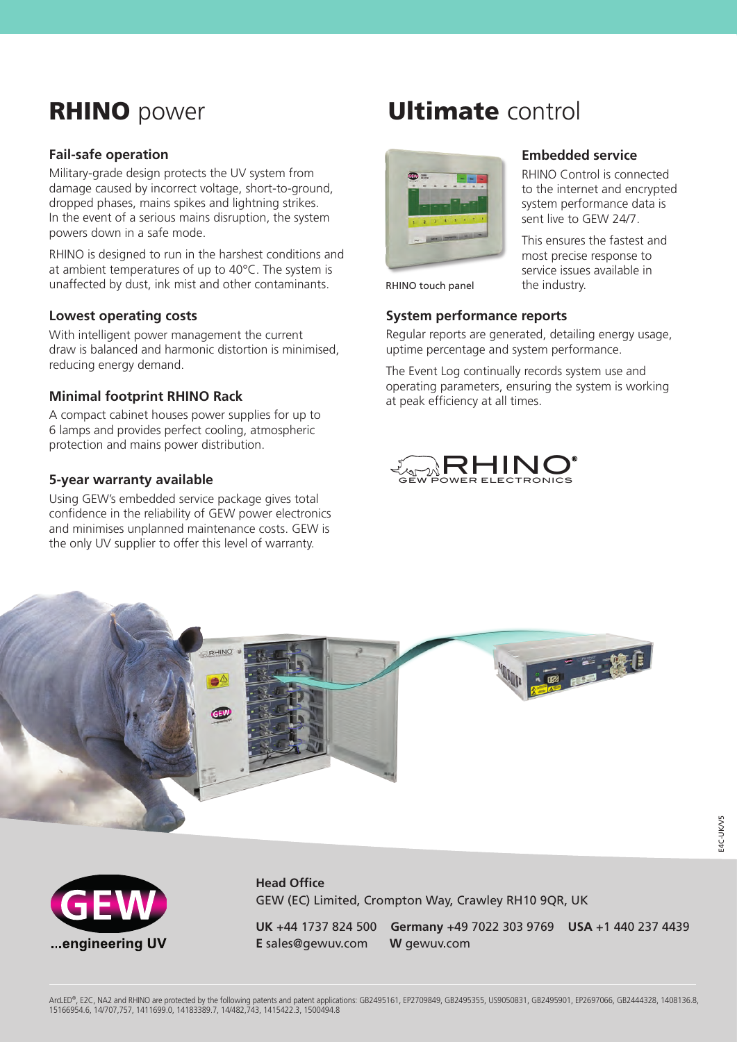# **RHINO** power

### Fail-safe operation

Military-grade design protects the UV system from damage caused by incorrect voltage, short-to-ground, dropped phases, mains spikes and lightning strikes. In the event of a serious mains disruption, the system powers down in a safe mode.

RHINO is designed to run in the harshest conditions and at ambient temperatures of up to 40°C. The system is unaffected by dust, ink mist and other contaminants.

### Lowest operating costs

With intelligent power management the current draw is balanced and harmonic distortion is minimised, reducing energy demand.

### Minimal footprint RHINO Rack

A compact cabinet houses power supplies for up to 6 lamps and provides perfect cooling, atmospheric protection and mains power distribution.

### 5-year warranty available

Using GEW's embedded service package gives total confidence in the reliability of GEW power electronics and minimises unplanned maintenance costs. GEW is the only UV supplier to offer this level of warranty.

# **Ultimate** control

RHINO touch panel

### Embedded service

RHINO Control is connected to the internet and encrypted system performance data is sent live to GEW 24/7.

This ensures the fastest and most precise response to service issues available in the industry.

### System performance reports

Regular reports are generated, detailing energy usage, uptime percentage and system performance.

The Event Log continually records system use and operating parameters, ensuring the system is working at peak efficiency at all times.

RHINO®
GEW POWER ELECTRONICS

GEW
...engineering UV

**Head Office**
GEW (EC) Limited, Crompton Way, Crawley RH10 9QR, UK

**UK** +44 1737 824 500 **Germany** +49 7022 303 9769 **USA** +1 440 237 4439
**E** sales@gewuv.com **W** gewuv.com

E4C-UK/V5

ArcLED®, E2C, NA2 and RHINO are protected by the following patents and patent applications: GB2495161, EP2709849, GB2495355, US9050831, GB2495901, EP2697066, GB2444328, 1408136.8, 15166954.6, 14/707,757, 1411699.0, 14183389.7, 14/482,743, 1415422.3, 1500494.8